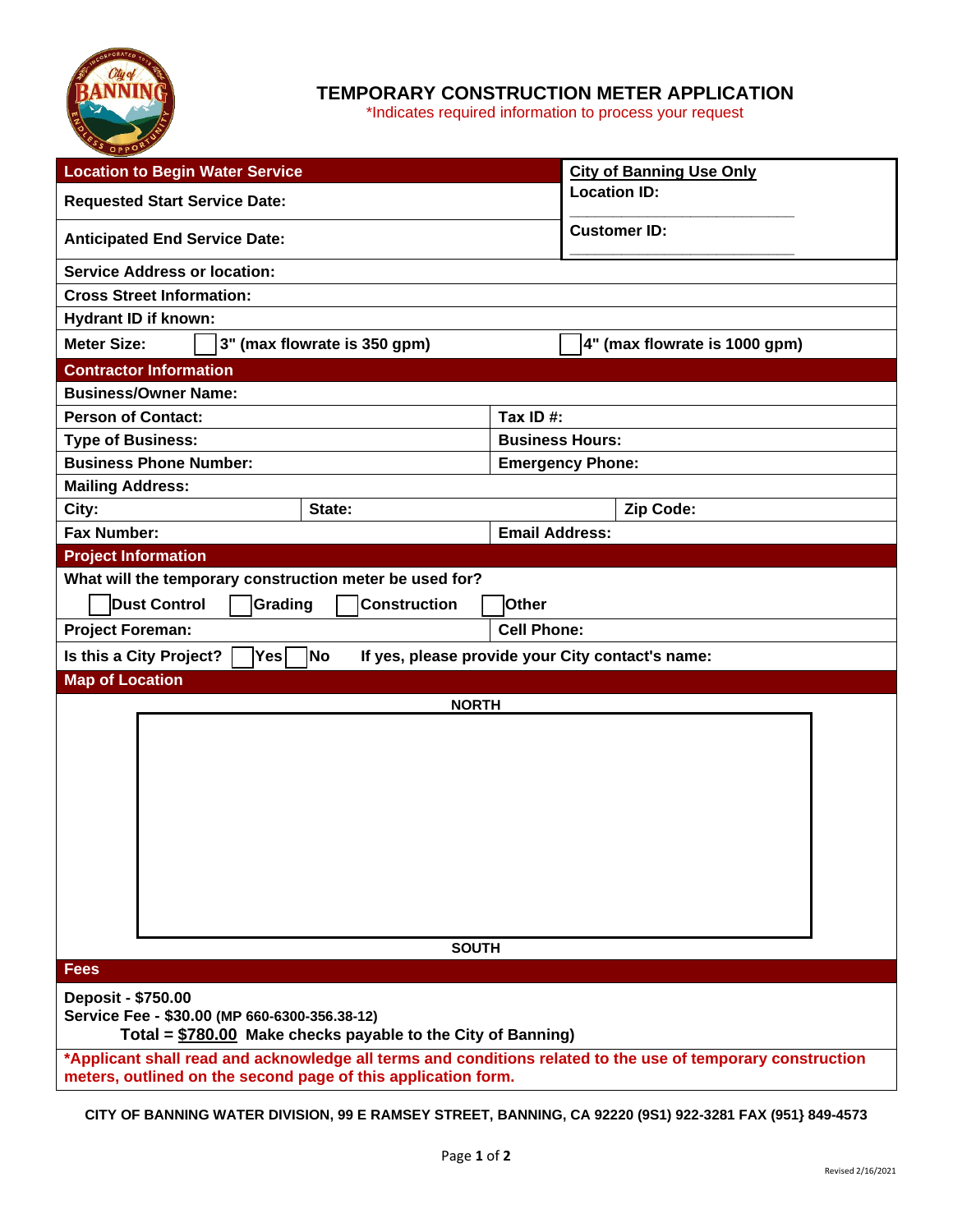# TEMPORARY CONSTRUCTION METER APPLICATION

*Indicates required information to process your request

| Location to Begin Water Service | City of Banning Use Only |
|---|---|
| Requested Start Service Date: | Location ID: ____________________ |
| Anticipated End Service Date: | Customer ID: ____________________ |

**Service Address or location:**

**Cross Street Information:**

**Hydrant ID if known:**

**Meter Size:** ☐ 3" (max flowrate is 350 gpm) ☐ 4" (max flowrate is 1000 gpm)

## Contractor Information

| | | |
|---|---|---|
| **Business/Owner Name:** | | |
| **Person of Contact:** | **Tax ID #:** | |
| **Type of Business:** | **Business Hours:** | |
| **Business Phone Number:** | **Emergency Phone:** | |
| **Mailing Address:** | | |
| **City:** | **State:** | **Zip Code:** |
| **Fax Number:** | **Email Address:** | |

## Project Information

**What will the temporary construction meter be used for?**

☐ Dust Control ☐ Grading ☐ Construction ☐ Other

| | |
|---|---|
| **Project Foreman:** | **Cell Phone:** |

**Is this a City Project?** ☐ Yes ☐ No **If yes, please provide your City contact's name:**

## Map of Location

NORTH

SOUTH

## Fees

**Deposit - $750.00**
**Service Fee - $30.00** (MP 660-6300-356.38-12)
**Total = $780.00 Make checks payable to the City of Banning)**

***Applicant shall read and acknowledge all terms and conditions related to the use of temporary construction meters, outlined on the second page of this application form.**

**CITY OF BANNING WATER DIVISION, 99 E RAMSEY STREET, BANNING, CA 92220 (9S1) 922-3281 FAX (951} 849-4573**

Revised 2/16/2021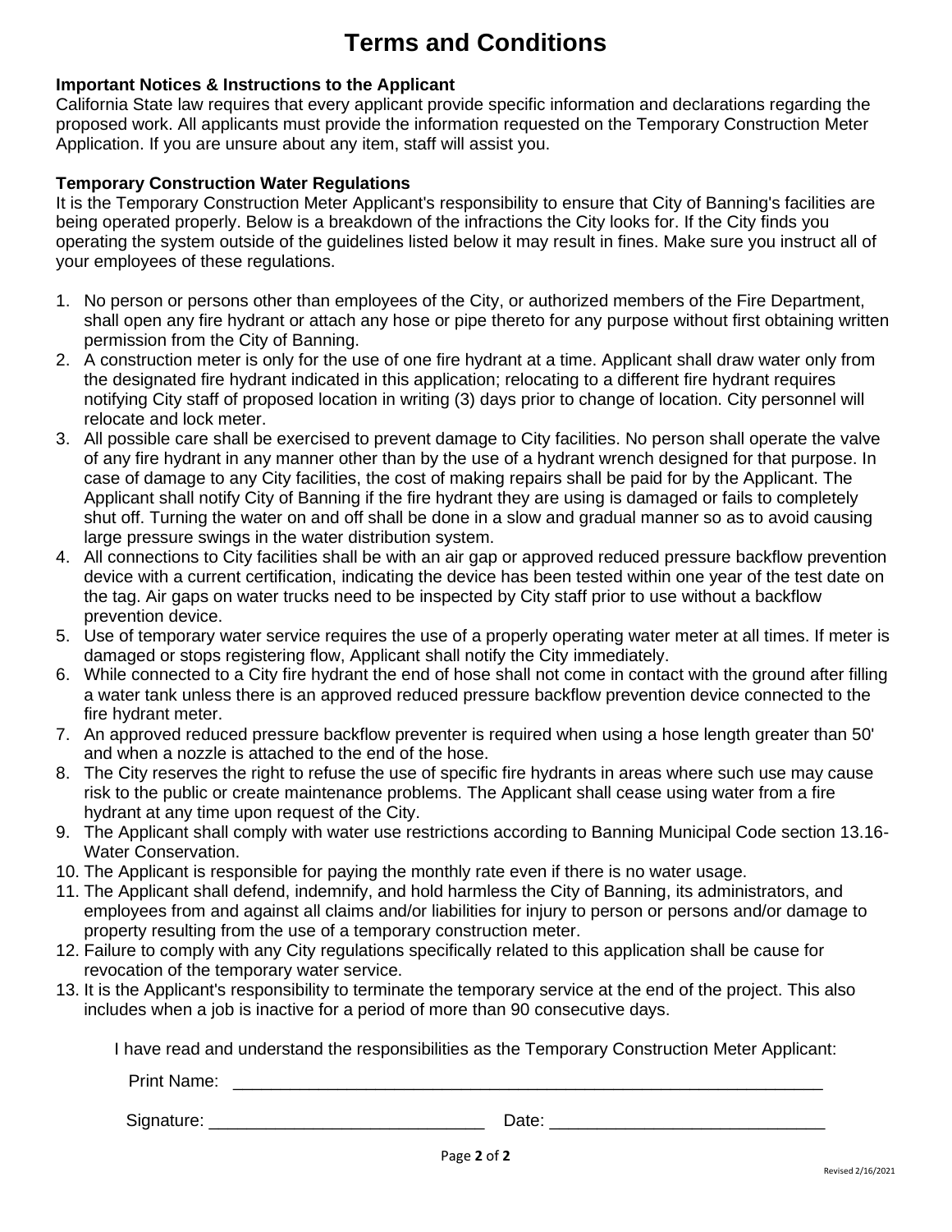# Terms and Conditions

**Important Notices & Instructions to the Applicant**

California State law requires that every applicant provide specific information and declarations regarding the proposed work. All applicants must provide the information requested on the Temporary Construction Meter Application. If you are unsure about any item, staff will assist you.

**Temporary Construction Water Regulations**

It is the Temporary Construction Meter Applicant's responsibility to ensure that City of Banning's facilities are being operated properly. Below is a breakdown of the infractions the City looks for. If the City finds you operating the system outside of the guidelines listed below it may result in fines. Make sure you instruct all of your employees of these regulations.

1. No person or persons other than employees of the City, or authorized members of the Fire Department, shall open any fire hydrant or attach any hose or pipe thereto for any purpose without first obtaining written permission from the City of Banning.
2. A construction meter is only for the use of one fire hydrant at a time. Applicant shall draw water only from the designated fire hydrant indicated in this application; relocating to a different fire hydrant requires notifying City staff of proposed location in writing (3) days prior to change of location. City personnel will relocate and lock meter.
3. All possible care shall be exercised to prevent damage to City facilities. No person shall operate the valve of any fire hydrant in any manner other than by the use of a hydrant wrench designed for that purpose. In case of damage to any City facilities, the cost of making repairs shall be paid for by the Applicant. The Applicant shall notify City of Banning if the fire hydrant they are using is damaged or fails to completely shut off. Turning the water on and off shall be done in a slow and gradual manner so as to avoid causing large pressure swings in the water distribution system.
4. All connections to City facilities shall be with an air gap or approved reduced pressure backflow prevention device with a current certification, indicating the device has been tested within one year of the test date on the tag. Air gaps on water trucks need to be inspected by City staff prior to use without a backflow prevention device.
5. Use of temporary water service requires the use of a properly operating water meter at all times. If meter is damaged or stops registering flow, Applicant shall notify the City immediately.
6. While connected to a City fire hydrant the end of hose shall not come in contact with the ground after filling a water tank unless there is an approved reduced pressure backflow prevention device connected to the fire hydrant meter.
7. An approved reduced pressure backflow preventer is required when using a hose length greater than 50' and when a nozzle is attached to the end of the hose.
8. The City reserves the right to refuse the use of specific fire hydrants in areas where such use may cause risk to the public or create maintenance problems. The Applicant shall cease using water from a fire hydrant at any time upon request of the City.
9. The Applicant shall comply with water use restrictions according to Banning Municipal Code section 13.16-Water Conservation.
10. The Applicant is responsible for paying the monthly rate even if there is no water usage.
11. The Applicant shall defend, indemnify, and hold harmless the City of Banning, its administrators, and employees from and against all claims and/or liabilities for injury to person or persons and/or damage to property resulting from the use of a temporary construction meter.
12. Failure to comply with any City regulations specifically related to this application shall be cause for revocation of the temporary water service.
13. It is the Applicant's responsibility to terminate the temporary service at the end of the project. This also includes when a job is inactive for a period of more than 90 consecutive days.

I have read and understand the responsibilities as the Temporary Construction Meter Applicant:

Print Name: ____________________________________________________________

Signature: ______________________________ Date: ______________________________

Revised 2/16/2021